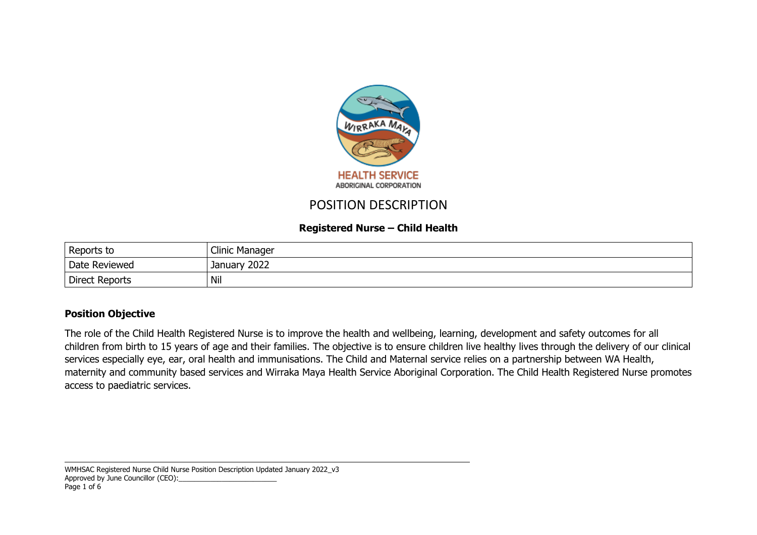# POSITION DESCRIPTION

## Registered Nurse – Child Health

| Reports to | Clinic Manager |
|---|---|
| Date Reviewed | January 2022 |
| Direct Reports | Nil |

### Position Objective

The role of the Child Health Registered Nurse is to improve the health and wellbeing, learning, development and safety outcomes for all children from birth to 15 years of age and their families. The objective is to ensure children live healthy lives through the delivery of our clinical services especially eye, ear, oral health and immunisations. The Child and Maternal service relies on a partnership between WA Health, maternity and community based services and Wirraka Maya Health Service Aboriginal Corporation. The Child Health Registered Nurse promotes access to paediatric services.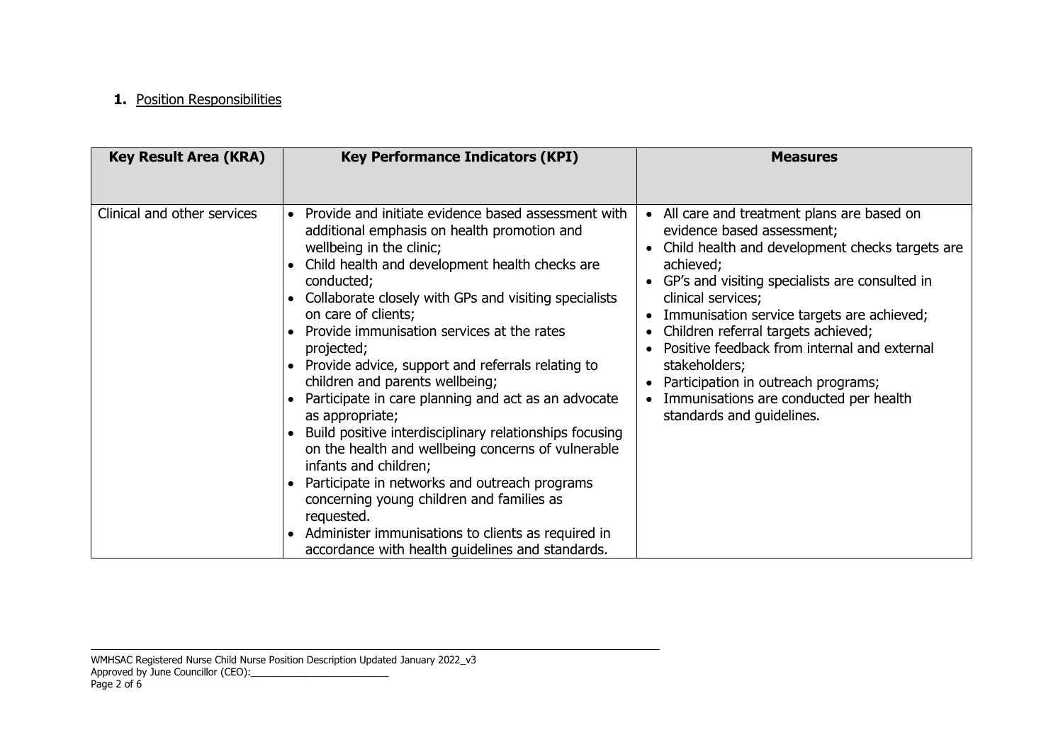**1.** Position Responsibilities

| Key Result Area (KRA) | Key Performance Indicators (KPI) | Measures |
|---|---|---|
| Clinical and other services | • Provide and initiate evidence based assessment with additional emphasis on health promotion and wellbeing in the clinic;<br>• Child health and development health checks are conducted;<br>• Collaborate closely with GPs and visiting specialists on care of clients;<br>• Provide immunisation services at the rates projected;<br>• Provide advice, support and referrals relating to children and parents wellbeing;<br>• Participate in care planning and act as an advocate as appropriate;<br>• Build positive interdisciplinary relationships focusing on the health and wellbeing concerns of vulnerable infants and children;<br>• Participate in networks and outreach programs concerning young children and families as requested.<br>• Administer immunisations to clients as required in accordance with health guidelines and standards. | • All care and treatment plans are based on evidence based assessment;<br>• Child health and development checks targets are achieved;<br>• GP's and visiting specialists are consulted in clinical services;<br>• Immunisation service targets are achieved;<br>• Children referral targets achieved;<br>• Positive feedback from internal and external stakeholders;<br>• Participation in outreach programs;<br>• Immunisations are conducted per health standards and guidelines. |

WMHSAC Registered Nurse Child Nurse Position Description Updated January 2022_v3
Approved by June Councillor (CEO):_________________________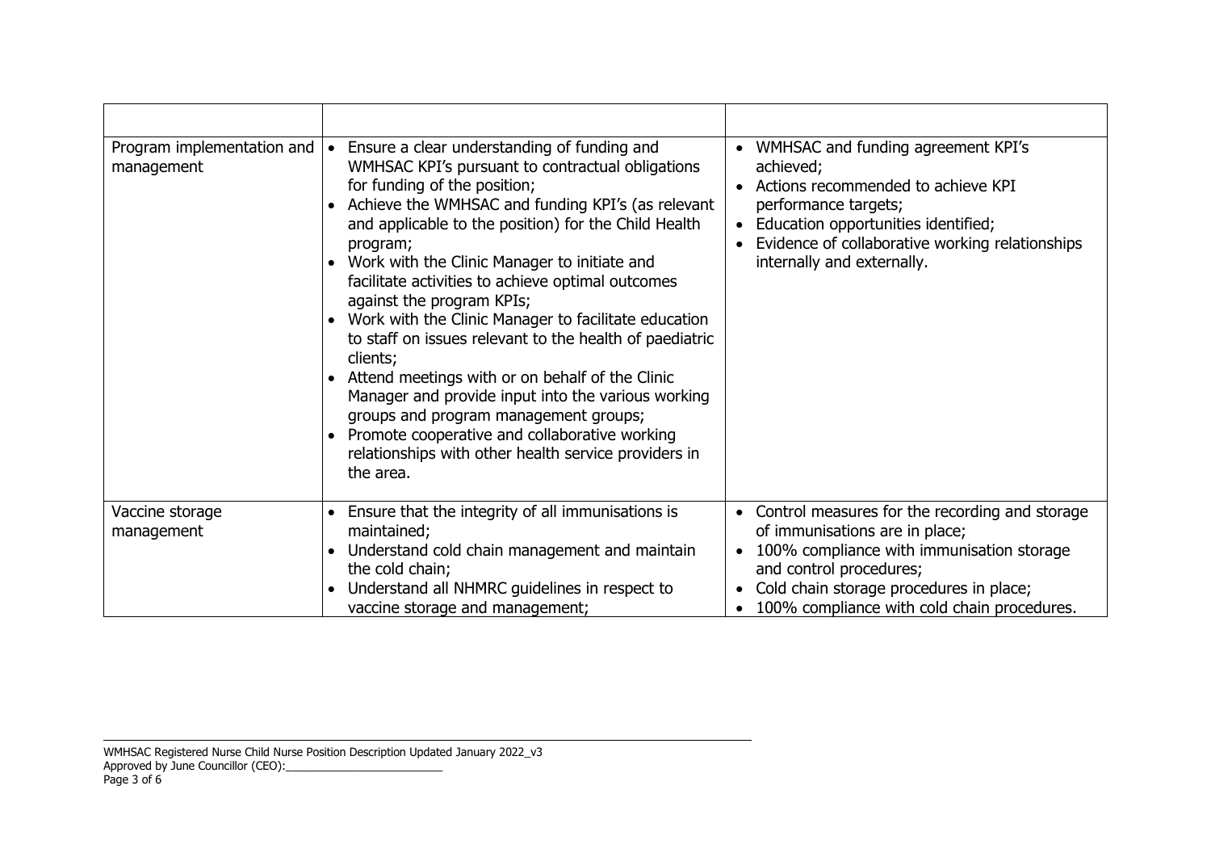| | | |
|---|---|---|
| Program implementation and management | • Ensure a clear understanding of funding and WMHSAC KPI's pursuant to contractual obligations for funding of the position;<br>• Achieve the WMHSAC and funding KPI's (as relevant and applicable to the position) for the Child Health program;<br>• Work with the Clinic Manager to initiate and facilitate activities to achieve optimal outcomes against the program KPIs;<br>• Work with the Clinic Manager to facilitate education to staff on issues relevant to the health of paediatric clients;<br>• Attend meetings with or on behalf of the Clinic Manager and provide input into the various working groups and program management groups;<br>• Promote cooperative and collaborative working relationships with other health service providers in the area. | • WMHSAC and funding agreement KPI's achieved;<br>• Actions recommended to achieve KPI performance targets;<br>• Education opportunities identified;<br>• Evidence of collaborative working relationships internally and externally. |
| Vaccine storage management | • Ensure that the integrity of all immunisations is maintained;<br>• Understand cold chain management and maintain the cold chain;<br>• Understand all NHMRC guidelines in respect to vaccine storage and management; | • Control measures for the recording and storage of immunisations are in place;<br>• 100% compliance with immunisation storage and control procedures;<br>• Cold chain storage procedures in place;<br>• 100% compliance with cold chain procedures. |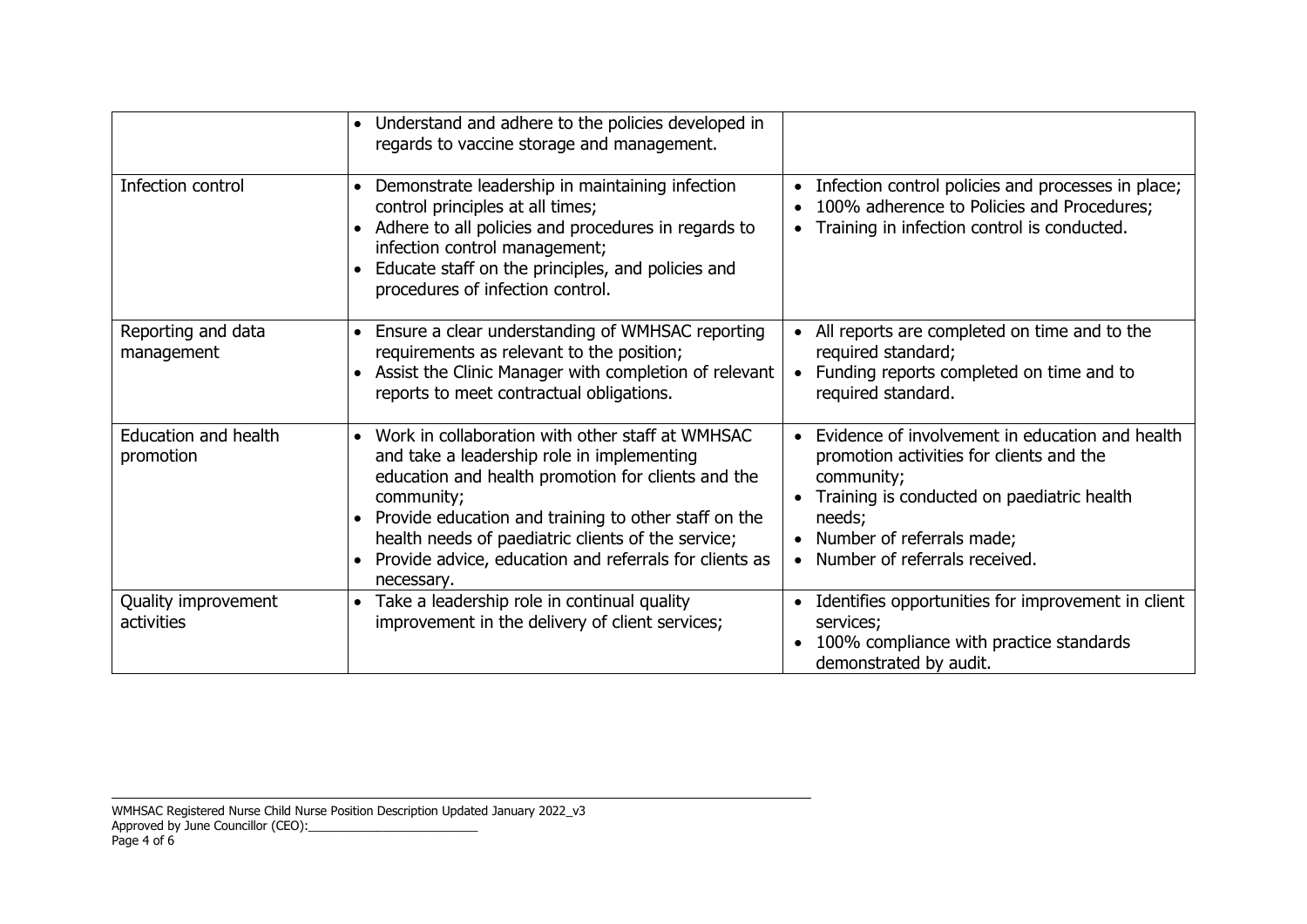| | | |
|---|---|---|
| | • Understand and adhere to the policies developed in regards to vaccine storage and management. | |
| Infection control | • Demonstrate leadership in maintaining infection control principles at all times;<br>• Adhere to all policies and procedures in regards to infection control management;<br>• Educate staff on the principles, and policies and procedures of infection control. | • Infection control policies and processes in place;<br>• 100% adherence to Policies and Procedures;<br>• Training in infection control is conducted. |
| Reporting and data management | • Ensure a clear understanding of WMHSAC reporting requirements as relevant to the position;<br>• Assist the Clinic Manager with completion of relevant reports to meet contractual obligations. | • All reports are completed on time and to the required standard;<br>• Funding reports completed on time and to required standard. |
| Education and health promotion | • Work in collaboration with other staff at WMHSAC and take a leadership role in implementing education and health promotion for clients and the community;<br>• Provide education and training to other staff on the health needs of paediatric clients of the service;<br>• Provide advice, education and referrals for clients as necessary. | • Evidence of involvement in education and health promotion activities for clients and the community;<br>• Training is conducted on paediatric health needs;<br>• Number of referrals made;<br>• Number of referrals received. |
| Quality improvement activities | • Take a leadership role in continual quality improvement in the delivery of client services; | • Identifies opportunities for improvement in client services;<br>• 100% compliance with practice standards demonstrated by audit. |

WMHSAC Registered Nurse Child Nurse Position Description Updated January 2022_v3
Approved by June Councillor (CEO):_________________________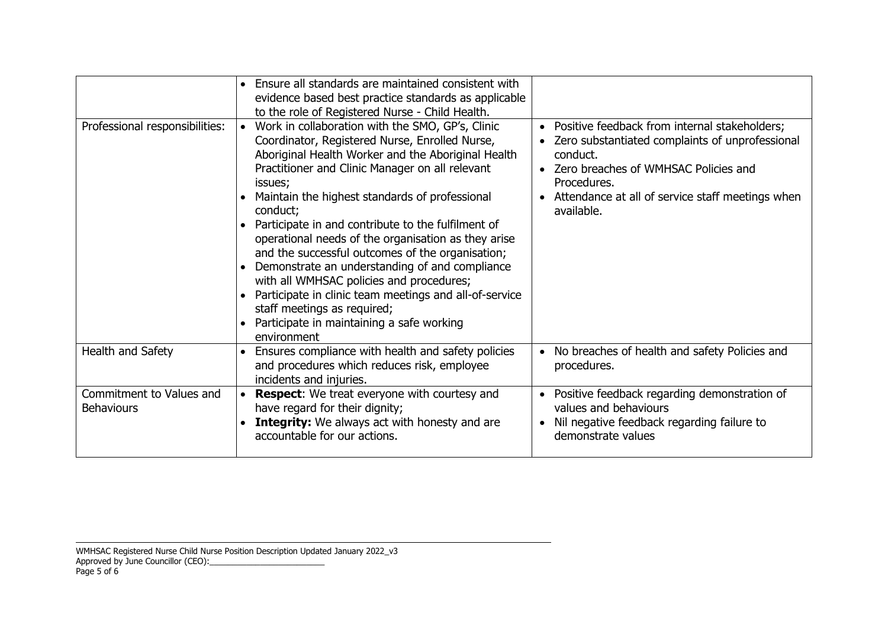| | | |
|---|---|---|
| | • Ensure all standards are maintained consistent with evidence based best practice standards as applicable to the role of Registered Nurse - Child Health. | |
| Professional responsibilities: | • Work in collaboration with the SMO, GP's, Clinic Coordinator, Registered Nurse, Enrolled Nurse, Aboriginal Health Worker and the Aboriginal Health Practitioner and Clinic Manager on all relevant issues;<br>• Maintain the highest standards of professional conduct;<br>• Participate in and contribute to the fulfilment of operational needs of the organisation as they arise and the successful outcomes of the organisation;<br>• Demonstrate an understanding of and compliance with all WMHSAC policies and procedures;<br>• Participate in clinic team meetings and all-of-service staff meetings as required;<br>• Participate in maintaining a safe working environment | • Positive feedback from internal stakeholders;<br>• Zero substantiated complaints of unprofessional conduct.<br>• Zero breaches of WMHSAC Policies and Procedures.<br>• Attendance at all of service staff meetings when available. |
| Health and Safety | • Ensures compliance with health and safety policies and procedures which reduces risk, employee incidents and injuries. | • No breaches of health and safety Policies and procedures. |
| Commitment to Values and Behaviours | • **Respect**: We treat everyone with courtesy and have regard for their dignity;<br>• **Integrity:** We always act with honesty and are accountable for our actions. | • Positive feedback regarding demonstration of values and behaviours<br>• Nil negative feedback regarding failure to demonstrate values |

WMHSAC Registered Nurse Child Nurse Position Description Updated January 2022_v3
Approved by June Councillor (CEO):_________________________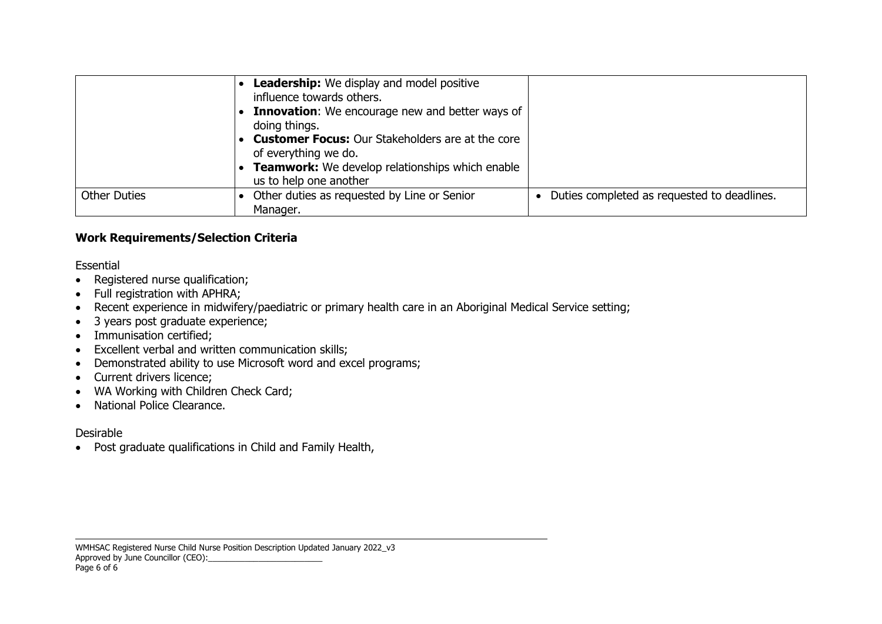| | | |
|---|---|---|
| | • **Leadership:** We display and model positive influence towards others.<br>• **Innovation**: We encourage new and better ways of doing things.<br>• **Customer Focus:** Our Stakeholders are at the core of everything we do.<br>• **Teamwork:** We develop relationships which enable us to help one another | |
| Other Duties | • Other duties as requested by Line or Senior Manager. | • Duties completed as requested to deadlines. |

## Work Requirements/Selection Criteria

Essential

- Registered nurse qualification;
- Full registration with APHRA;
- Recent experience in midwifery/paediatric or primary health care in an Aboriginal Medical Service setting;
- 3 years post graduate experience;
- Immunisation certified;
- Excellent verbal and written communication skills;
- Demonstrated ability to use Microsoft word and excel programs;
- Current drivers licence;
- WA Working with Children Check Card;
- National Police Clearance.

Desirable

- Post graduate qualifications in Child and Family Health,

WMHSAC Registered Nurse Child Nurse Position Description Updated January 2022_v3
Approved by June Councillor (CEO):_________________________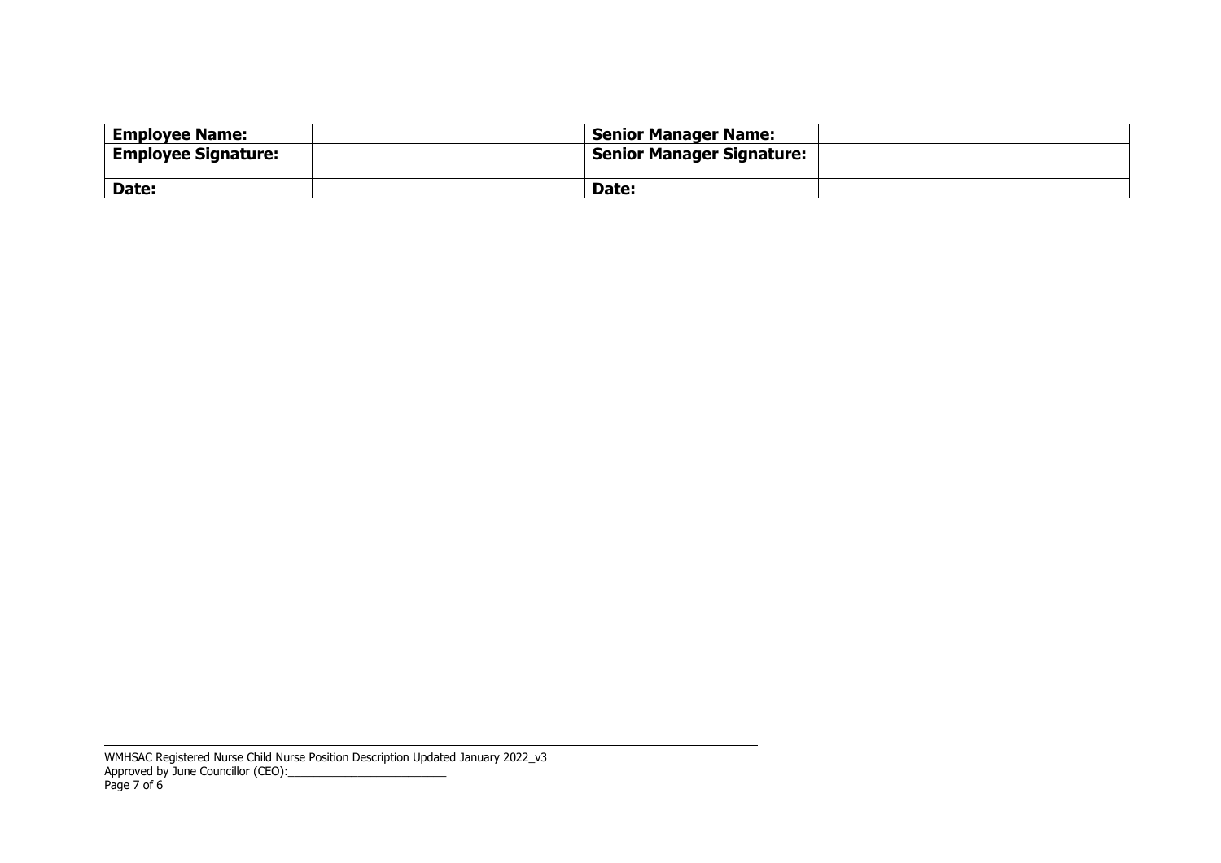| | | | |
|---|---|---|---|
| **Employee Name:** | | **Senior Manager Name:** | |
| **Employee Signature:** | | **Senior Manager Signature:** | |
| **Date:** | | **Date:** | |

WMHSAC Registered Nurse Child Nurse Position Description Updated January 2022_v3
Approved by June Councillor (CEO):_________________________